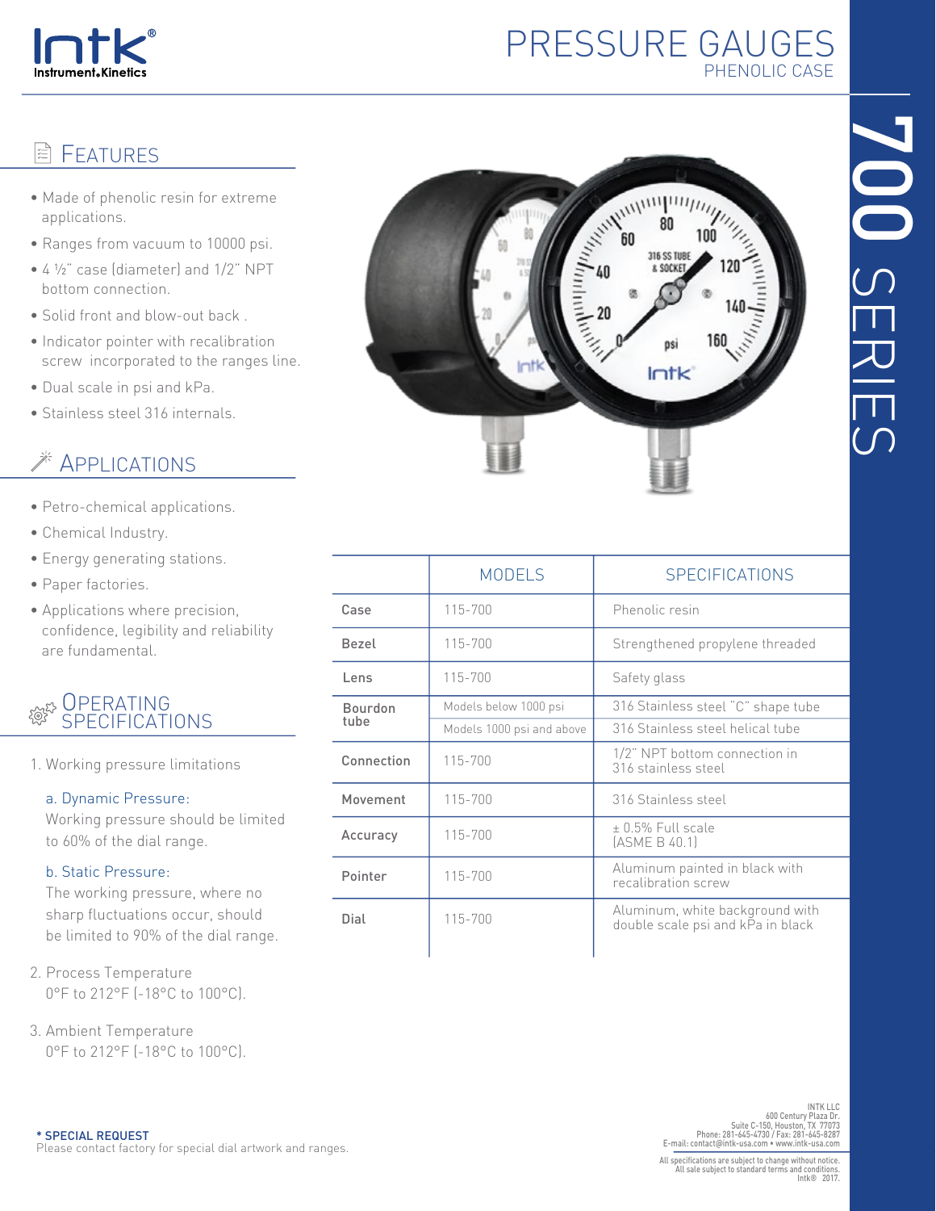# PRESSURE GAUGES

## PHENOLIC CASE

# 700 SERIES

## Features

- Made of phenolic resin for extreme applications.
- Ranges from vacuum to 10000 psi.
- 4 ½" case (diameter) and 1/2" NPT bottom connection.
- Solid front and blow-out back .
- Indicator pointer with recalibration screw incorporated to the ranges line.
- Dual scale in psi and kPa.
- Stainless steel 316 internals.

## Applications

- Petro-chemical applications.
- Chemical Industry.
- Energy generating stations.
- Paper factories.
- Applications where precision, confidence, legibility and reliability are fundamental.

## Operating Specifications

1. Working pressure limitations

   a. Dynamic Pressure:
   Working pressure should be limited to 60% of the dial range.

   b. Static Pressure:
   The working pressure, where no sharp fluctuations occur, should be limited to 90% of the dial range.

2. Process Temperature
   0°F to 212°F (-18°C to 100°C).

3. Ambient Temperature
   0°F to 212°F (-18°C to 100°C).

| | MODELS | SPECIFICATIONS |
|---|---|---|
| Case | 115-700 | Phenolic resin |
| Bezel | 115-700 | Strengthened propylene threaded |
| Lens | 115-700 | Safety glass |
| Bourdon tube | Models below 1000 psi | 316 Stainless steel "C" shape tube |
| | Models 1000 psi and above | 316 Stainless steel helical tube |
| Connection | 115-700 | 1/2" NPT bottom connection in 316 stainless steel |
| Movement | 115-700 | 316 Stainless steel |
| Accuracy | 115-700 | ± 0.5% Full scale (ASME B 40.1) |
| Pointer | 115-700 | Aluminum painted in black with recalibration screw |
| Dial | 115-700 | Aluminum, white background with double scale psi and kPa in black |

**\* SPECIAL REQUEST**
Please contact factory for special dial artwork and ranges.

INTK LLC
600 Century Plaza Dr.
Suite C-150, Houston, TX 77073
Phone: 281-645-4730 / Fax: 281-645-8287
E-mail: contact@intk-usa.com • www.intk-usa.com

All specifications are subject to change without notice.
All sale subject to standard terms and conditions.
Intk® 2017.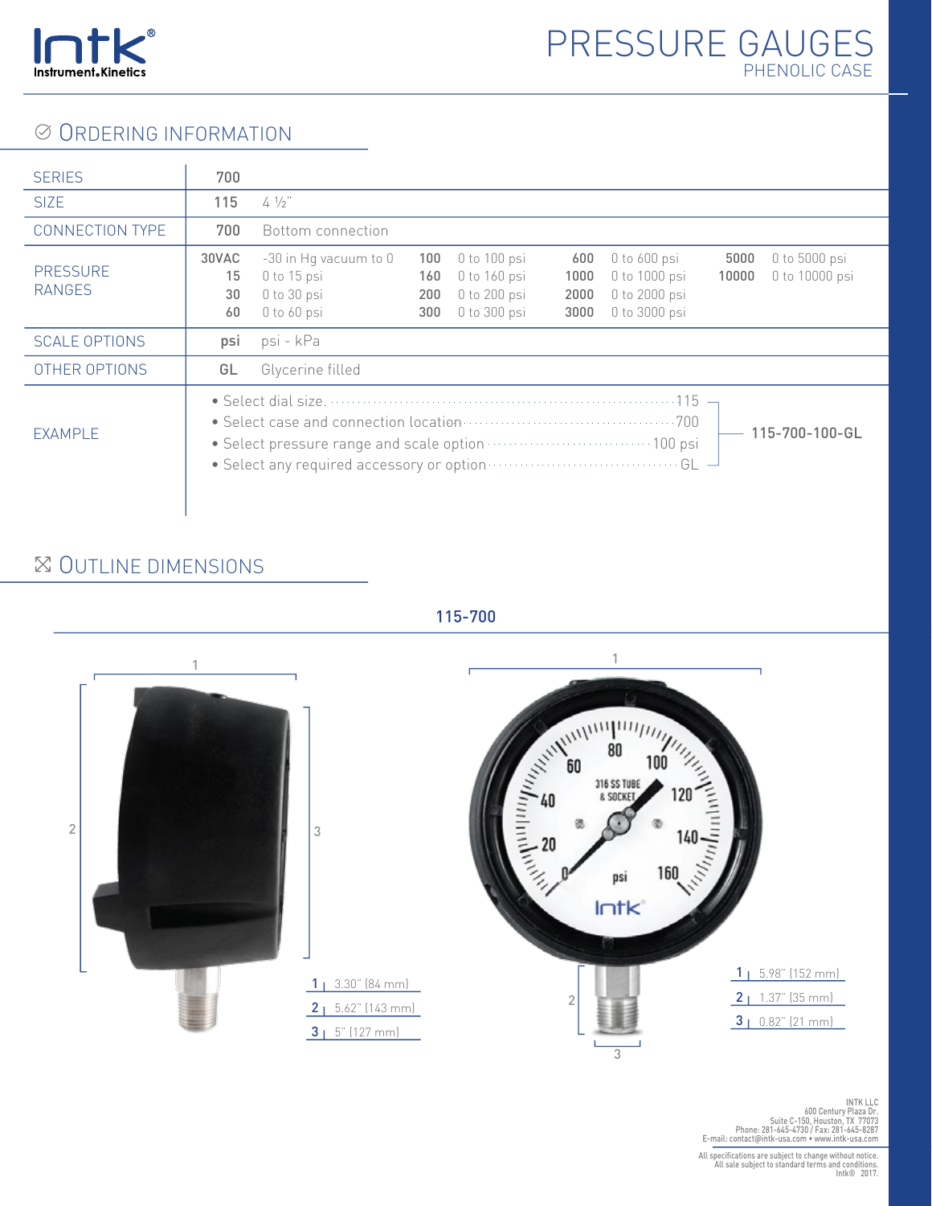# PRESSURE GAUGES
## PHENOLIC CASE

## ORDERING INFORMATION

| | | |
|---|---|---|
| SERIES | 700 | |
| SIZE | 115 | 4 ½" |
| CONNECTION TYPE | 700 | Bottom connection |
| PRESSURE RANGES | 30VAC | -30 in Hg vacuum to 0 |
| | 15 | 0 to 15 psi |
| | 30 | 0 to 30 psi |
| | 60 | 0 to 60 psi |
| | 100 | 0 to 100 psi |
| | 160 | 0 to 160 psi |
| | 200 | 0 to 200 psi |
| | 300 | 0 to 300 psi |
| | 600 | 0 to 600 psi |
| | 1000 | 0 to 1000 psi |
| | 2000 | 0 to 2000 psi |
| | 3000 | 0 to 3000 psi |
| | 5000 | 0 to 5000 psi |
| | 10000 | 0 to 10000 psi |
| SCALE OPTIONS | psi | psi - kPa |
| OTHER OPTIONS | GL | Glycerine filled |

**EXAMPLE**

- Select dial size. .......... 115
- Select case and connection location .......... 700
- Select pressure range and scale option .......... 100 psi
- Select any required accessory or option .......... GL

**115-700-100-GL**

## OUTLINE DIMENSIONS

### 115-700

Side view:

1 | 3.30" (84 mm)

2 | 5.62" (143 mm)

3 | 5" (127 mm)

Front view:

1 | 5.98" (152 mm)

2 | 1.37" (35 mm)

3 | 0.82" (21 mm)

INTK LLC
600 Century Plaza Dr.
Suite C-150, Houston, TX 77073
Phone: 281-645-4730 / Fax: 281-645-8287
E-mail: contact@intk-usa.com • www.intk-usa.com

All specifications are subject to change without notice.
All sale subject to standard terms and conditions.
Intk® 2017.